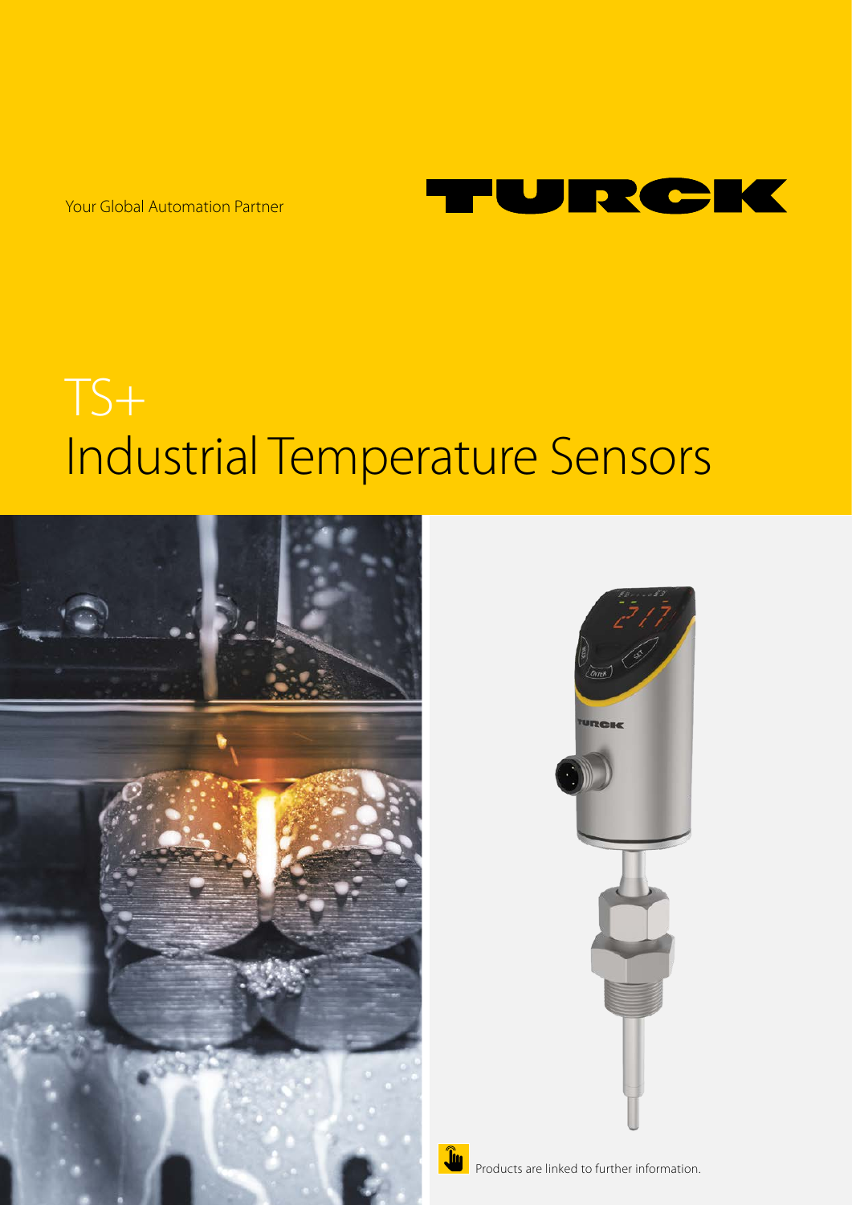Your Global Automation Partner

TURCK

# TS+
# Industrial Temperature Sensors

Products are linked to further information.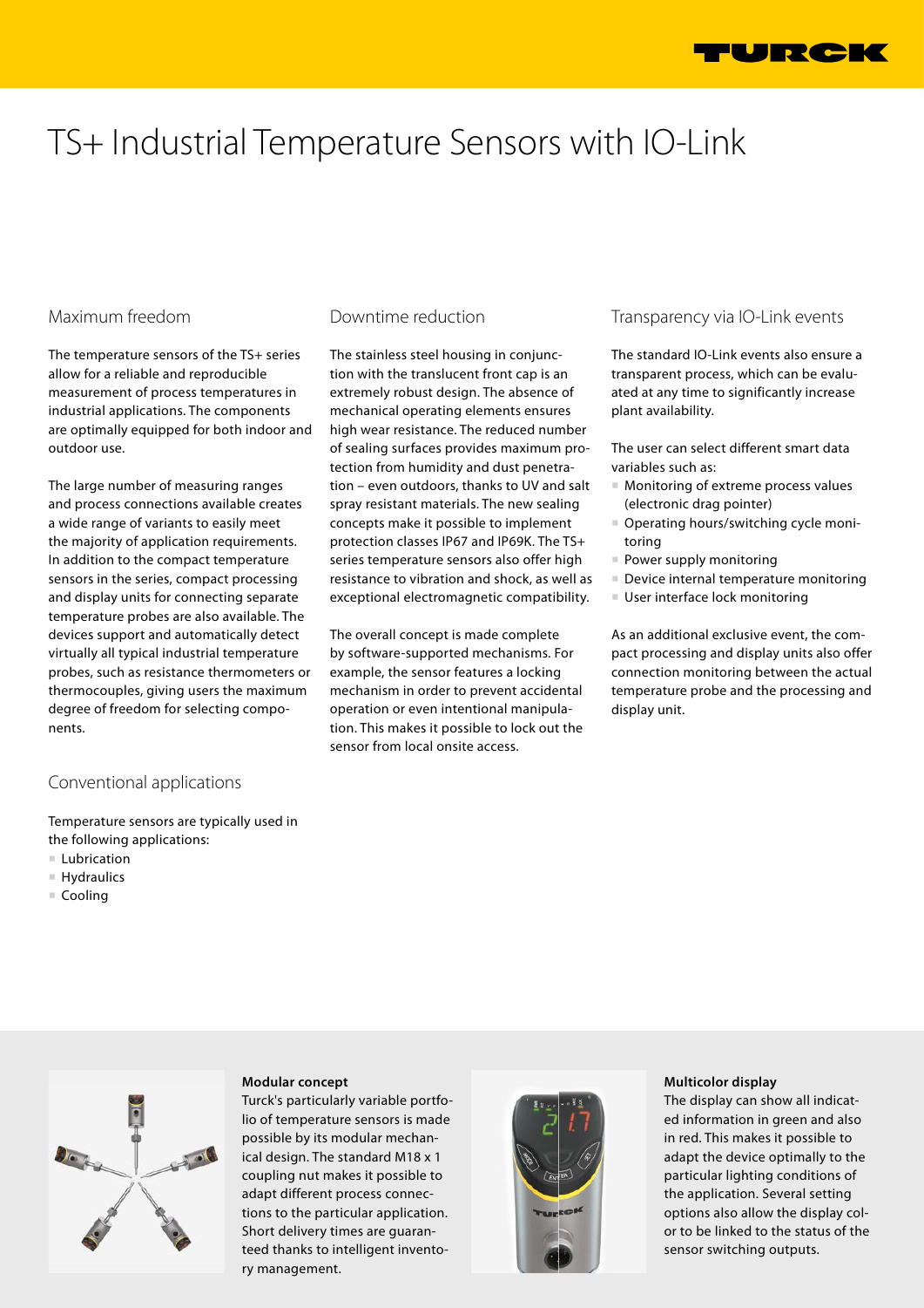# TS+ Industrial Temperature Sensors with IO-Link

## Maximum freedom

The temperature sensors of the TS+ series allow for a reliable and reproducible measurement of process temperatures in industrial applications. The components are optimally equipped for both indoor and outdoor use.

The large number of measuring ranges and process connections available creates a wide range of variants to easily meet the majority of application requirements. In addition to the compact temperature sensors in the series, compact processing and display units for connecting separate temperature probes are also available. The devices support and automatically detect virtually all typical industrial temperature probes, such as resistance thermometers or thermocouples, giving users the maximum degree of freedom for selecting components.

## Conventional applications

Temperature sensors are typically used in the following applications:

- Lubrication
- Hydraulics
- Cooling

## Downtime reduction

The stainless steel housing in conjunction with the translucent front cap is an extremely robust design. The absence of mechanical operating elements ensures high wear resistance. The reduced number of sealing surfaces provides maximum protection from humidity and dust penetration – even outdoors, thanks to UV and salt spray resistant materials. The new sealing concepts make it possible to implement protection classes IP67 and IP69K. The TS+ series temperature sensors also offer high resistance to vibration and shock, as well as exceptional electromagnetic compatibility.

The overall concept is made complete by software-supported mechanisms. For example, the sensor features a locking mechanism in order to prevent accidental operation or even intentional manipulation. This makes it possible to lock out the sensor from local onsite access.

## Transparency via IO-Link events

The standard IO-Link events also ensure a transparent process, which can be evaluated at any time to significantly increase plant availability.

The user can select different smart data variables such as:

- Monitoring of extreme process values (electronic drag pointer)
- Operating hours/switching cycle monitoring
- Power supply monitoring
- Device internal temperature monitoring
- User interface lock monitoring

As an additional exclusive event, the compact processing and display units also offer connection monitoring between the actual temperature probe and the processing and display unit.

**Modular concept**
Turck's particularly variable portfolio of temperature sensors is made possible by its modular mechanical design. The standard M18 x 1 coupling nut makes it possible to adapt different process connections to the particular application. Short delivery times are guaranteed thanks to intelligent inventory management.

**Multicolor display**
The display can show all indicated information in green and also in red. This makes it possible to adapt the device optimally to the particular lighting conditions of the application. Several setting options also allow the display color to be linked to the status of the sensor switching outputs.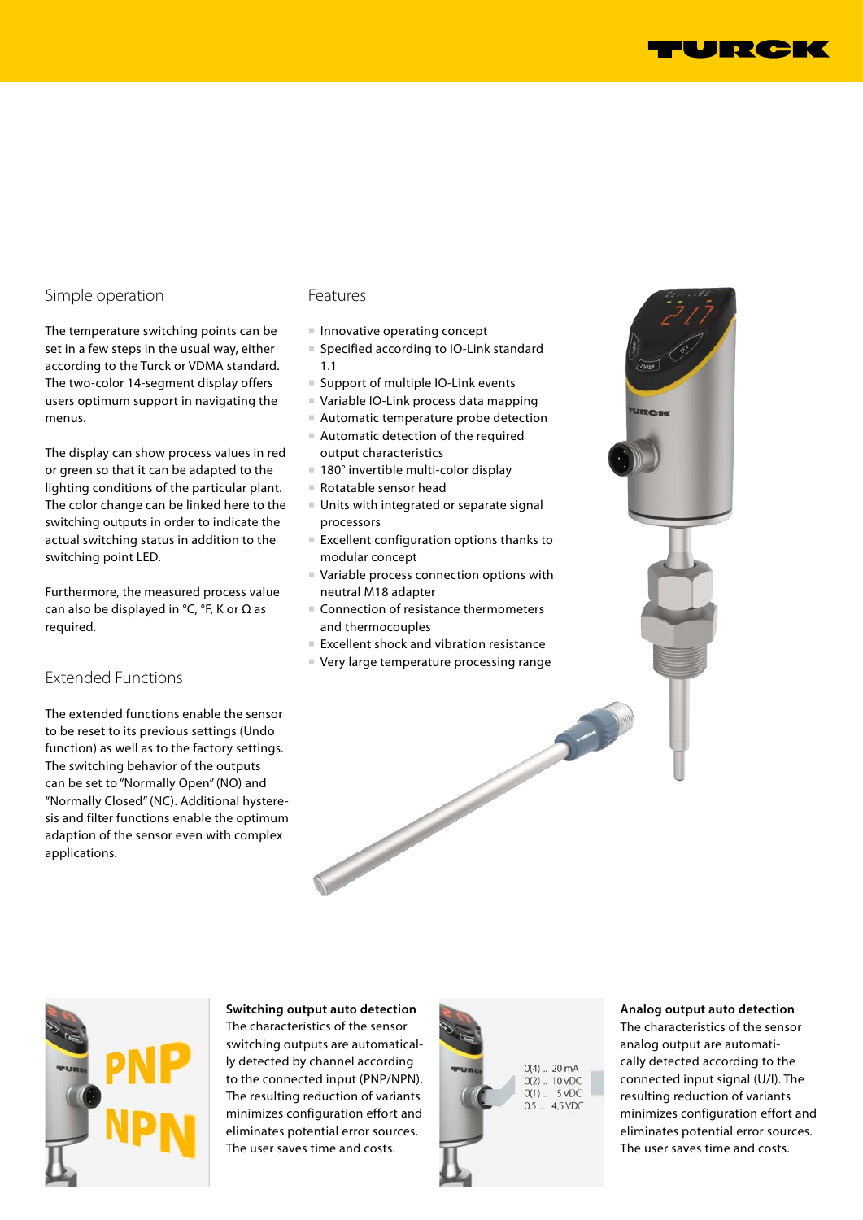## Simple operation

The temperature switching points can be set in a few steps in the usual way, either according to the Turck or VDMA standard. The two-color 14-segment display offers users optimum support in navigating the menus.

The display can show process values in red or green so that it can be adapted to the lighting conditions of the particular plant. The color change can be linked here to the switching outputs in order to indicate the actual switching status in addition to the switching point LED.

Furthermore, the measured process value can also be displayed in °C, °F, K or Ω as required.

## Extended Functions

The extended functions enable the sensor to be reset to its previous settings (Undo function) as well as to the factory settings. The switching behavior of the outputs can be set to "Normally Open" (NO) and "Normally Closed" (NC). Additional hysteresis and filter functions enable the optimum adaption of the sensor even with complex applications.

## Features

- Innovative operating concept
- Specified according to IO-Link standard 1.1
- Support of multiple IO-Link events
- Variable IO-Link process data mapping
- Automatic temperature probe detection
- Automatic detection of the required output characteristics
- 180° invertible multi-color display
- Rotatable sensor head
- Units with integrated or separate signal processors
- Excellent configuration options thanks to modular concept
- Variable process connection options with neutral M18 adapter
- Connection of resistance thermometers and thermocouples
- Excellent shock and vibration resistance
- Very large temperature processing range

PNP
NPN

**Switching output auto detection**
The characteristics of the sensor switching outputs are automatically detected by channel according to the connected input (PNP/NPN). The resulting reduction of variants minimizes configuration effort and eliminates potential error sources. The user saves time and costs.

0(4) ... 20 mA
0(2) ... 10 VDC
0(1) ... 5 VDC
0,5 ... 4,5 VDC

**Analog output auto detection**
The characteristics of the sensor analog output are automatically detected according to the connected input signal (U/I). The resulting reduction of variants minimizes configuration effort and eliminates potential error sources. The user saves time and costs.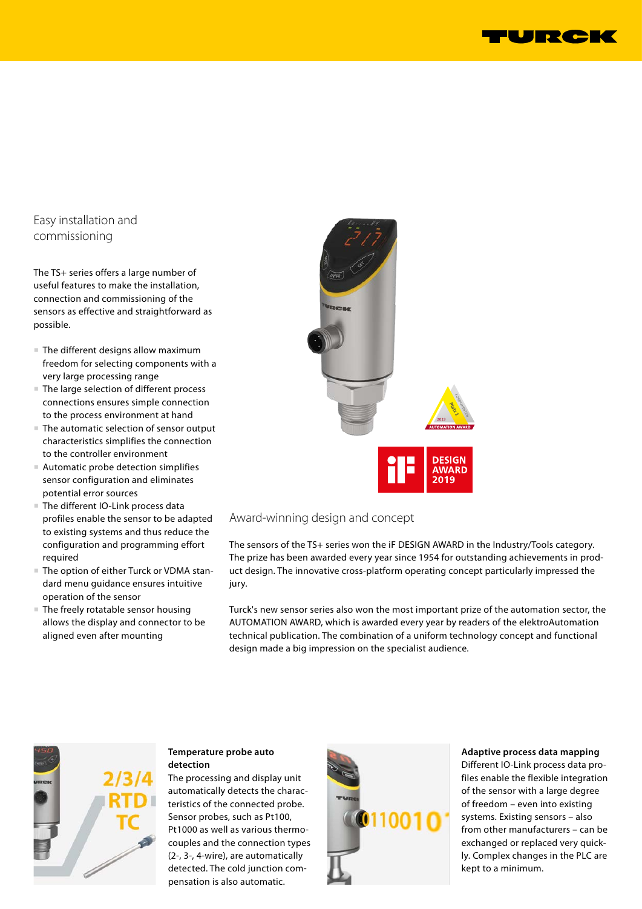## Easy installation and commissioning

The TS+ series offers a large number of useful features to make the installation, connection and commissioning of the sensors as effective and straightforward as possible.

- The different designs allow maximum freedom for selecting components with a very large processing range
- The large selection of different process connections ensures simple connection to the process environment at hand
- The automatic selection of sensor output characteristics simplifies the connection to the controller environment
- Automatic probe detection simplifies sensor configuration and eliminates potential error sources
- The different IO-Link process data profiles enable the sensor to be adapted to existing systems and thus reduce the configuration and programming effort required
- The option of either Turck or VDMA standard menu guidance ensures intuitive operation of the sensor
- The freely rotatable sensor housing allows the display and connector to be aligned even after mounting

## Award-winning design and concept

The sensors of the TS+ series won the iF DESIGN AWARD in the Industry/Tools category. The prize has been awarded every year since 1954 for outstanding achievements in product design. The innovative cross-platform operating concept particularly impressed the jury.

Turck's new sensor series also won the most important prize of the automation sector, the AUTOMATION AWARD, which is awarded every year by readers of the elektroAutomation technical publication. The combination of a uniform technology concept and functional design made a big impression on the specialist audience.

**Temperature probe auto detection**
The processing and display unit automatically detects the characteristics of the connected probe. Sensor probes, such as Pt100, Pt1000 as well as various thermocouples and the connection types (2-, 3-, 4-wire), are automatically detected. The cold junction compensation is also automatic.

**Adaptive process data mapping**
Different IO-Link process data profiles enable the flexible integration of the sensor with a large degree of freedom – even into existing systems. Existing sensors – also from other manufacturers – can be exchanged or replaced very quickly. Complex changes in the PLC are kept to a minimum.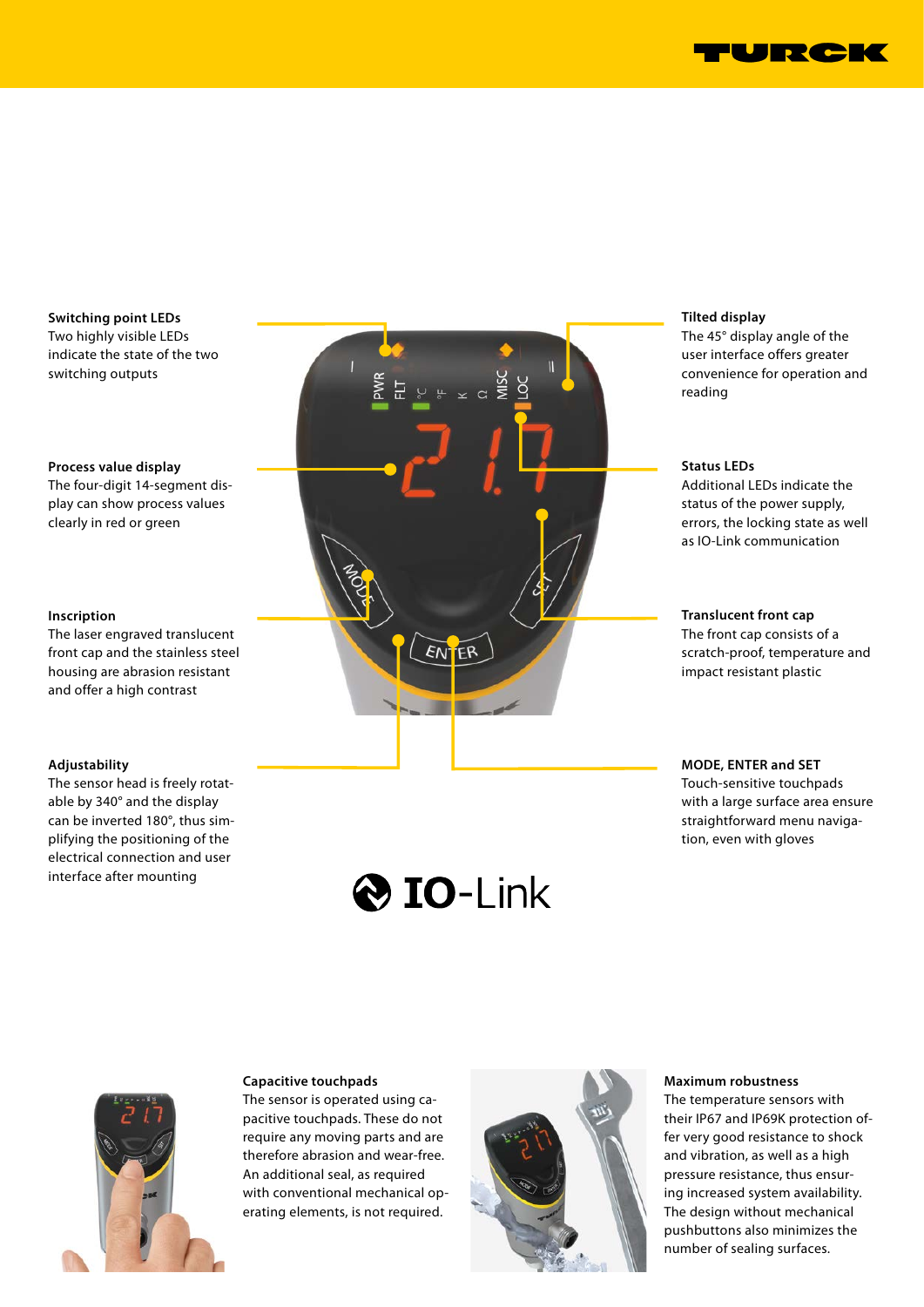**Switching point LEDs**
Two highly visible LEDs indicate the state of the two switching outputs

**Process value display**
The four-digit 14-segment display can show process values clearly in red or green

**Inscription**
The laser engraved translucent front cap and the stainless steel housing are abrasion resistant and offer a high contrast

**Adjustability**
The sensor head is freely rotatable by 340° and the display can be inverted 180°, thus simplifying the positioning of the electrical connection and user interface after mounting

**Tilted display**
The 45° display angle of the user interface offers greater convenience for operation and reading

**Status LEDs**
Additional LEDs indicate the status of the power supply, errors, the locking state as well as IO-Link communication

**Translucent front cap**
The front cap consists of a scratch-proof, temperature and impact resistant plastic

**MODE, ENTER and SET**
Touch-sensitive touchpads with a large surface area ensure straightforward menu navigation, even with gloves

IO-Link

**Capacitive touchpads**
The sensor is operated using capacitive touchpads. These do not require any moving parts and are therefore abrasion and wear-free. An additional seal, as required with conventional mechanical operating elements, is not required.

**Maximum robustness**
The temperature sensors with their IP67 and IP69K protection offer very good resistance to shock and vibration, as well as a high pressure resistance, thus ensuring increased system availability. The design without mechanical pushbuttons also minimizes the number of sealing surfaces.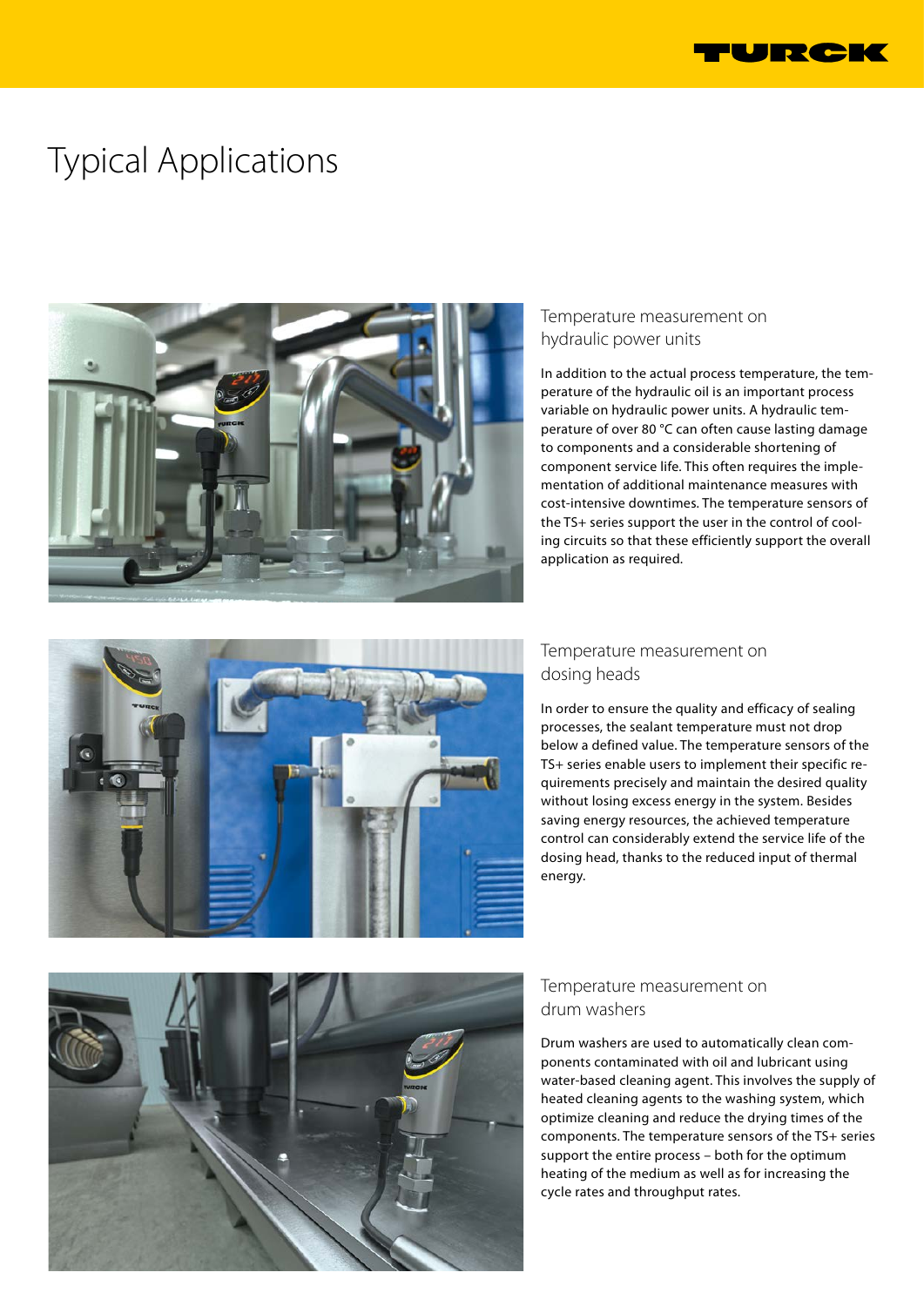# Typical Applications

## Temperature measurement on hydraulic power units

In addition to the actual process temperature, the temperature of the hydraulic oil is an important process variable on hydraulic power units. A hydraulic temperature of over 80 °C can often cause lasting damage to components and a considerable shortening of component service life. This often requires the implementation of additional maintenance measures with cost-intensive downtimes. The temperature sensors of the TS+ series support the user in the control of cooling circuits so that these efficiently support the overall application as required.

## Temperature measurement on dosing heads

In order to ensure the quality and efficacy of sealing processes, the sealant temperature must not drop below a defined value. The temperature sensors of the TS+ series enable users to implement their specific requirements precisely and maintain the desired quality without losing excess energy in the system. Besides saving energy resources, the achieved temperature control can considerably extend the service life of the dosing head, thanks to the reduced input of thermal energy.

## Temperature measurement on drum washers

Drum washers are used to automatically clean components contaminated with oil and lubricant using water-based cleaning agent. This involves the supply of heated cleaning agents to the washing system, which optimize cleaning and reduce the drying times of the components. The temperature sensors of the TS+ series support the entire process – both for the optimum heating of the medium as well as for increasing the cycle rates and throughput rates.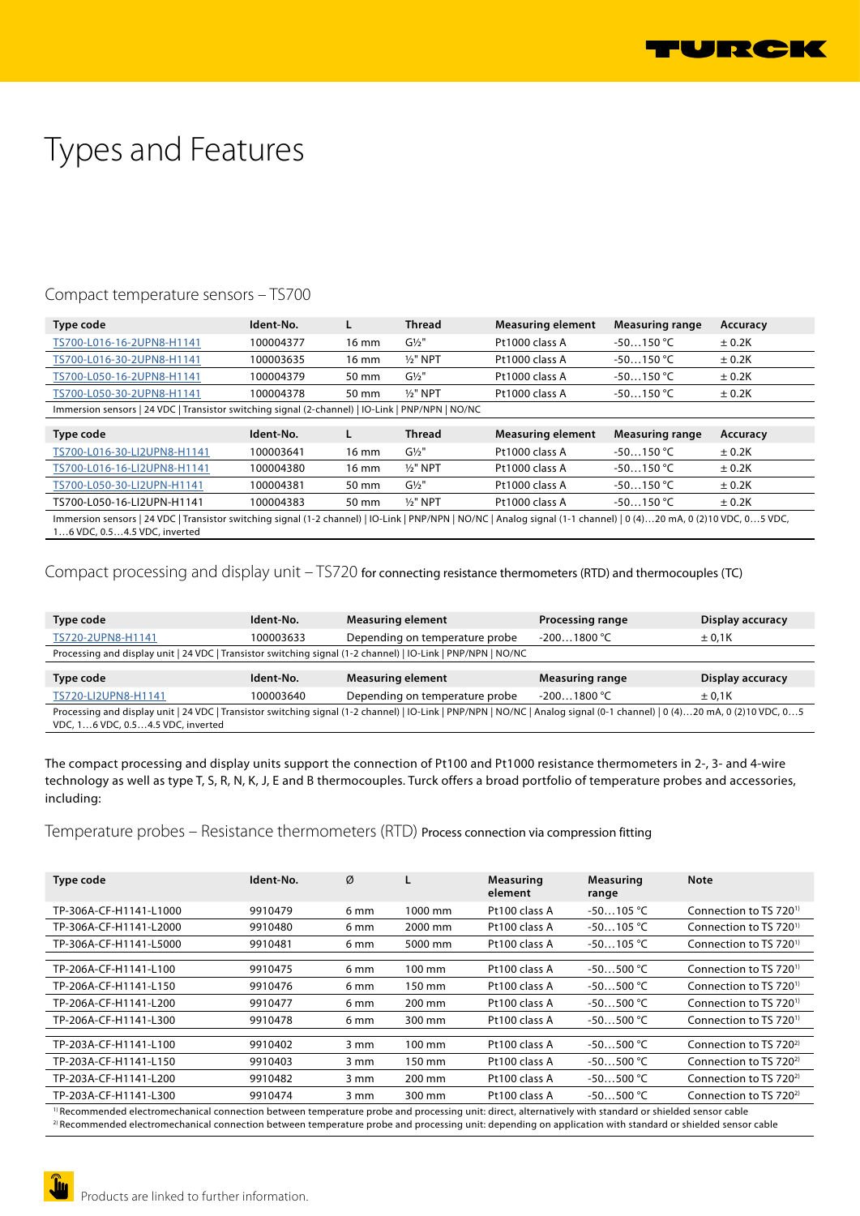# Types and Features

## Compact temperature sensors – TS700

| Type code | Ident-No. | L | Thread | Measuring element | Measuring range | Accuracy |
|---|---|---|---|---|---|---|
| TS700-L016-16-2UPN8-H1141 | 100004377 | 16 mm | G½" | Pt1000 class A | -50…150 °C | ± 0.2K |
| TS700-L016-30-2UPN8-H1141 | 100003635 | 16 mm | ½" NPT | Pt1000 class A | -50…150 °C | ± 0.2K |
| TS700-L050-16-2UPN8-H1141 | 100004379 | 50 mm | G½" | Pt1000 class A | -50…150 °C | ± 0.2K |
| TS700-L050-30-2UPN8-H1141 | 100004378 | 50 mm | ½" NPT | Pt1000 class A | -50…150 °C | ± 0.2K |
| Immersion sensors \| 24 VDC \| Transistor switching signal (2-channel) \| IO-Link \| PNP/NPN \| NO/NC | | | | | | |

| Type code | Ident-No. | L | Thread | Measuring element | Measuring range | Accuracy |
|---|---|---|---|---|---|---|
| TS700-L016-30-LI2UPN8-H1141 | 100003641 | 16 mm | G½" | Pt1000 class A | -50…150 °C | ± 0.2K |
| TS700-L016-16-LI2UPN8-H1141 | 100004380 | 16 mm | ½" NPT | Pt1000 class A | -50…150 °C | ± 0.2K |
| TS700-L050-30-LI2UPN-H1141 | 100004381 | 50 mm | G½" | Pt1000 class A | -50…150 °C | ± 0.2K |
| TS700-L050-16-LI2UPN-H1141 | 100004383 | 50 mm | ½" NPT | Pt1000 class A | -50…150 °C | ± 0.2K |
| Immersion sensors \| 24 VDC \| Transistor switching signal (1-2 channel) \| IO-Link \| PNP/NPN \| NO/NC \| Analog signal (1-1 channel) \| 0 (4)…20 mA, 0 (2)10 VDC, 0…5 VDC, 1…6 VDC, 0.5…4.5 VDC, inverted | | | | | | |

## Compact processing and display unit – TS720 for connecting resistance thermometers (RTD) and thermocouples (TC)

| Type code | Ident-No. | Measuring element | Processing range | Display accuracy |
|---|---|---|---|---|
| TS720-2UPN8-H1141 | 100003633 | Depending on temperature probe | -200…1800 °C | ± 0,1K |
| Processing and display unit \| 24 VDC \| Transistor switching signal (1-2 channel) \| IO-Link \| PNP/NPN \| NO/NC | | | | |

| Type code | Ident-No. | Measuring element | Measuring range | Display accuracy |
|---|---|---|---|---|
| TS720-LI2UPN8-H1141 | 100003640 | Depending on temperature probe | -200…1800 °C | ± 0,1K |
| Processing and display unit \| 24 VDC \| Transistor switching signal (1-2 channel) \| IO-Link \| PNP/NPN \| NO/NC \| Analog signal (0-1 channel) \| 0 (4)…20 mA, 0 (2)10 VDC, 0…5 VDC, 1…6 VDC, 0.5…4.5 VDC, inverted | | | | |

The compact processing and display units support the connection of Pt100 and Pt1000 resistance thermometers in 2-, 3- and 4-wire technology as well as type T, S, R, N, K, J, E and B thermocouples. Turck offers a broad portfolio of temperature probes and accessories, including:

## Temperature probes – Resistance thermometers (RTD) Process connection via compression fitting

| Type code | Ident-No. | Ø | L | Measuring element | Measuring range | Note |
|---|---|---|---|---|---|---|
| TP-306A-CF-H1141-L1000 | 9910479 | 6 mm | 1000 mm | Pt100 class A | -50…105 °C | Connection to TS 720[1] |
| TP-306A-CF-H1141-L2000 | 9910480 | 6 mm | 2000 mm | Pt100 class A | -50…105 °C | Connection to TS 720[1] |
| TP-306A-CF-H1141-L5000 | 9910481 | 6 mm | 5000 mm | Pt100 class A | -50…105 °C | Connection to TS 720[1] |
| TP-206A-CF-H1141-L100 | 9910475 | 6 mm | 100 mm | Pt100 class A | -50…500 °C | Connection to TS 720[1] |
| TP-206A-CF-H1141-L150 | 9910476 | 6 mm | 150 mm | Pt100 class A | -50…500 °C | Connection to TS 720[1] |
| TP-206A-CF-H1141-L200 | 9910477 | 6 mm | 200 mm | Pt100 class A | -50…500 °C | Connection to TS 720[1] |
| TP-206A-CF-H1141-L300 | 9910478 | 6 mm | 300 mm | Pt100 class A | -50…500 °C | Connection to TS 720[1] |
| TP-203A-CF-H1141-L100 | 9910402 | 3 mm | 100 mm | Pt100 class A | -50…500 °C | Connection to TS 720[2] |
| TP-203A-CF-H1141-L150 | 9910403 | 3 mm | 150 mm | Pt100 class A | -50…500 °C | Connection to TS 720[2] |
| TP-203A-CF-H1141-L200 | 9910482 | 3 mm | 200 mm | Pt100 class A | -50…500 °C | Connection to TS 720[2] |
| TP-203A-CF-H1141-L300 | 9910474 | 3 mm | 300 mm | Pt100 class A | -50…500 °C | Connection to TS 720[2] |

[1] Recommended electromechanical connection between temperature probe and processing unit: direct, alternatively with standard or shielded sensor cable
[2] Recommended electromechanical connection between temperature probe and processing unit: depending on application with standard or shielded sensor cable

Products are linked to further information.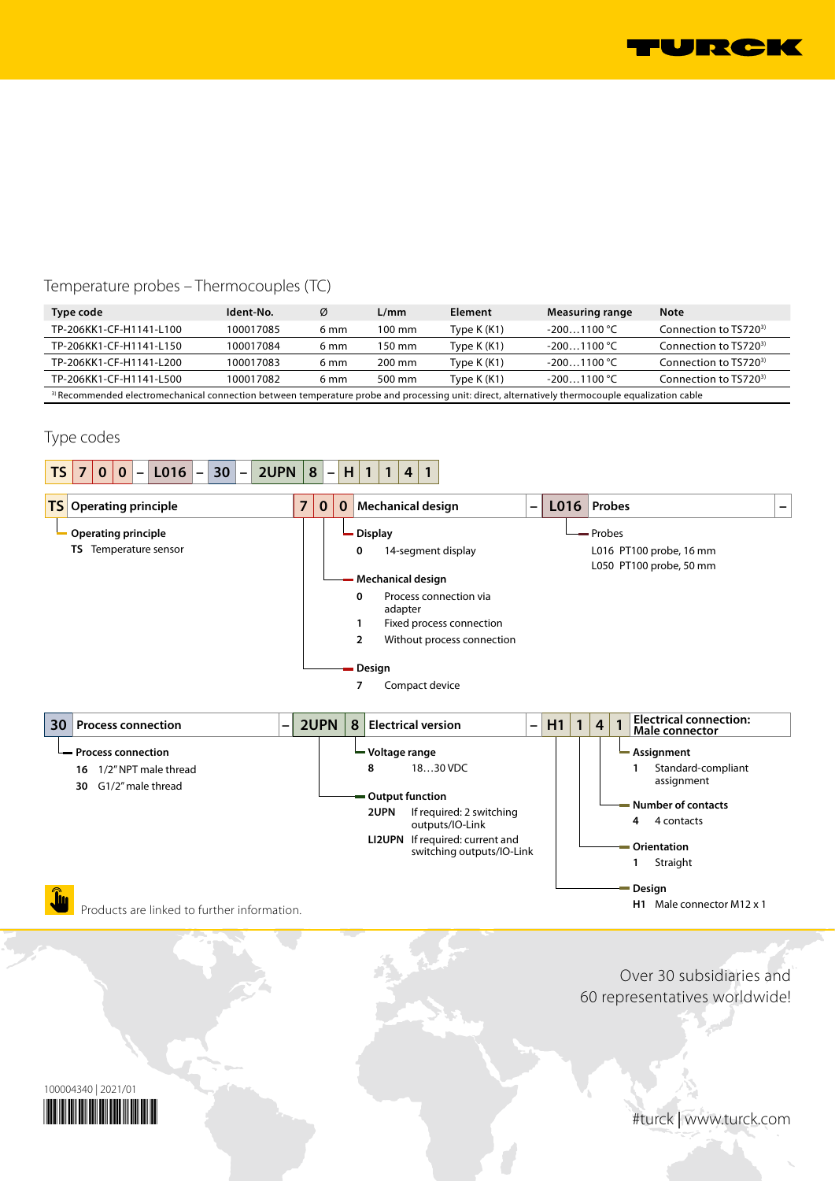## Temperature probes – Thermocouples (TC)

| Type code | Ident-No. | Ø | L/mm | Element | Measuring range | Note |
|---|---|---|---|---|---|---|
| TP-206KK1-CF-H1141-L100 | 100017085 | 6 mm | 100 mm | Type K (K1) | -200…1100 °C | Connection to TS720[3] |
| TP-206KK1-CF-H1141-L150 | 100017084 | 6 mm | 150 mm | Type K (K1) | -200…1100 °C | Connection to TS720[3] |
| TP-206KK1-CF-H1141-L200 | 100017083 | 6 mm | 200 mm | Type K (K1) | -200…1100 °C | Connection to TS720[3] |
| TP-206KK1-CF-H1141-L500 | 100017082 | 6 mm | 500 mm | Type K (K1) | -200…1100 °C | Connection to TS720[3] |

[3] Recommended electromechanical connection between temperature probe and processing unit: direct, alternatively thermocouple equalization cable

## Type codes

TS 7 0 0 – L016 – 30 – 2UPN 8 – H 1 1 4 1

**TS Operating principle**

- **Operating principle**
  - **TS** Temperature sensor

**7 0 0 Mechanical design**

- **Display**
  - **0** 14-segment display
- **Mechanical design**
  - **0** Process connection via adapter
  - **1** Fixed process connection
  - **2** Without process connection
- **Design**
  - **7** Compact device

**L016 Probes**

- Probes
  - L016 PT100 probe, 16 mm
  - L050 PT100 probe, 50 mm

**30 Process connection**

- **Process connection**
  - **16** 1/2" NPT male thread
  - **30** G1/2" male thread

**2UPN 8 Electrical version**

- **Voltage range**
  - **8** 18…30 VDC
- **Output function**
  - **2UPN** If required: 2 switching outputs/IO-Link
  - **LI2UPN** If required: current and switching outputs/IO-Link

**H1 1 4 1 Electrical connection: Male connector**

- **Assignment**
  - **1** Standard-compliant assignment
- **Number of contacts**
  - **4** 4 contacts
- **Orientation**
  - **1** Straight
- **Design**
  - **H1** Male connector M12 x 1

Products are linked to further information.

Over 30 subsidiaries and 60 representatives worldwide!

100004340 | 2021/01

#turck | www.turck.com